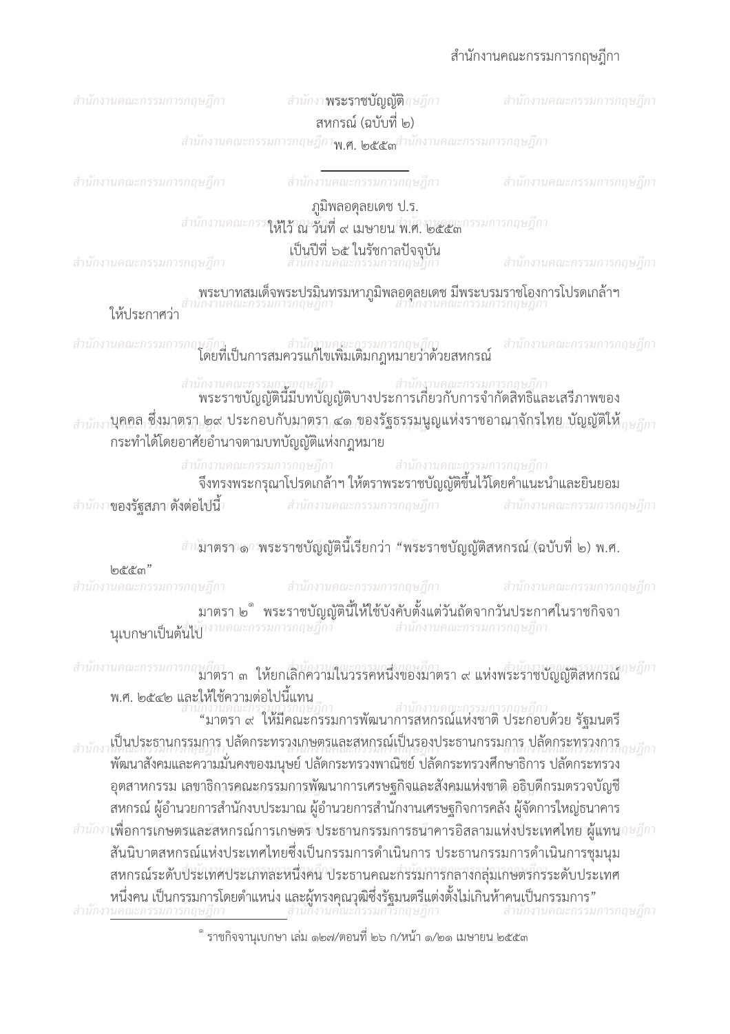# พระราชบัญญัติ
## สหกรณ์ (ฉบับที่ ๒)
## พ.ศ. ๒๕๕๓

---

ภูมิพลอดุลยเดช ป.ร.
ให้ไว้ ณ วันที่ ๙ เมษายน พ.ศ. ๒๕๕๓
เป็นปีที่ ๖๕ ในรัชกาลปัจจุบัน

พระบาทสมเด็จพระปรมินทรมหาภูมิพลอดุลยเดช มีพระบรมราชโองการโปรดเกล้าฯ ให้ประกาศว่า

โดยที่เป็นการสมควรแก้ไขเพิ่มเติมกฎหมายว่าด้วยสหกรณ์

พระราชบัญญัตินี้มีบทบัญญัติบางประการเกี่ยวกับการจำกัดสิทธิและเสรีภาพของบุคคล ซึ่งมาตรา ๒๙ ประกอบกับมาตรา ๔๑ ของรัฐธรรมนูญแห่งราชอาณาจักรไทย บัญญัติให้กระทำได้โดยอาศัยอำนาจตามบทบัญญัติแห่งกฎหมาย

จึงทรงพระกรุณาโปรดเกล้าฯ ให้ตราพระราชบัญญัติขึ้นไว้โดยคำแนะนำและยินยอมของรัฐสภา ดังต่อไปนี้

มาตรา ๑ พระราชบัญญัตินี้เรียกว่า "พระราชบัญญัติสหกรณ์ (ฉบับที่ ๒) พ.ศ. ๒๕๕๓"

มาตรา ๒[๑] พระราชบัญญัตินี้ให้ใช้บังคับตั้งแต่วันถัดจากวันประกาศในราชกิจจานุเบกษาเป็นต้นไป

มาตรา ๓ ให้ยกเลิกความในวรรคหนึ่งของมาตรา ๙ แห่งพระราชบัญญัติสหกรณ์ พ.ศ. ๒๕๔๒ และให้ใช้ความต่อไปนี้แทน

"มาตรา ๙ ให้มีคณะกรรมการพัฒนาการสหกรณ์แห่งชาติ ประกอบด้วย รัฐมนตรีเป็นประธานกรรมการ ปลัดกระทรวงเกษตรและสหกรณ์เป็นรองประธานกรรมการ ปลัดกระทรวงการพัฒนาสังคมและความมั่นคงของมนุษย์ ปลัดกระทรวงพาณิชย์ ปลัดกระทรวงศึกษาธิการ ปลัดกระทรวงอุตสาหกรรม เลขาธิการคณะกรรมการพัฒนาการเศรษฐกิจและสังคมแห่งชาติ อธิบดีกรมตรวจบัญชีสหกรณ์ ผู้อำนวยการสำนักงบประมาณ ผู้อำนวยการสำนักงานเศรษฐกิจการคลัง ผู้จัดการใหญ่ธนาคารเพื่อการเกษตรและสหกรณ์การเกษตร ประธานกรรมการธนาคารอิสลามแห่งประเทศไทย ผู้แทนสันนิบาตสหกรณ์แห่งประเทศไทยซึ่งเป็นกรรมการดำเนินการ ประธานกรรมการดำเนินการชุมนุมสหกรณ์ระดับประเทศประเภทละหนึ่งคน ประธานคณะกรรมการกลางกลุ่มเกษตรกรระดับประเทศหนึ่งคน เป็นกรรมการโดยตำแหน่ง และผู้ทรงคุณวุฒิซึ่งรัฐมนตรีแต่งตั้งไม่เกินห้าคนเป็นกรรมการ"

---

[๑] ราชกิจจานุเบกษา เล่ม ๑๒๗/ตอนที่ ๒๖ ก/หน้า ๑/๒๑ เมษายน ๒๕๕๓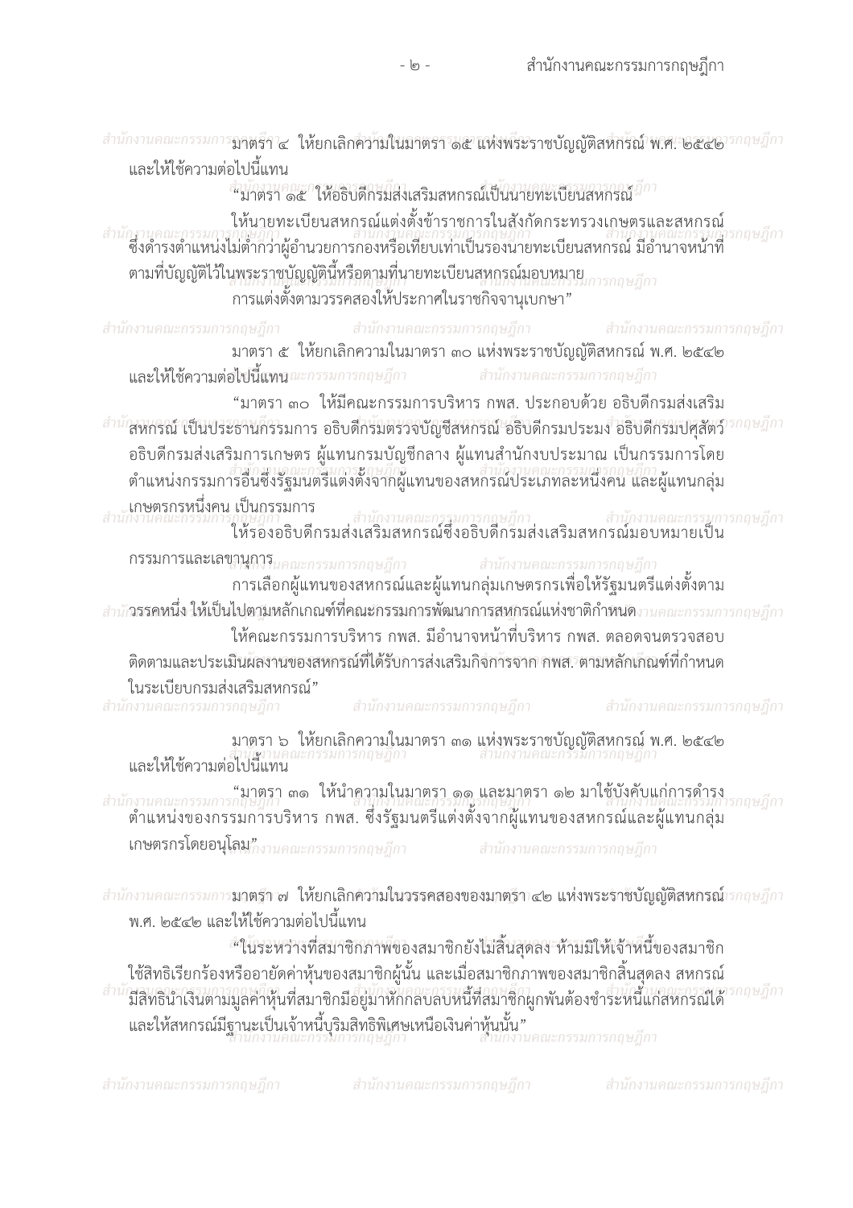มาตรา ๔ ให้ยกเลิกความในมาตรา ๑๕ แห่งพระราชบัญญัติสหกรณ์ พ.ศ. ๒๕๔๒ และให้ใช้ความต่อไปนี้แทน

"มาตรา ๑๕ ให้อธิบดีกรมส่งเสริมสหกรณ์เป็นนายทะเบียนสหกรณ์

ให้นายทะเบียนสหกรณ์แต่งตั้งข้าราชการในสังกัดกระทรวงเกษตรและสหกรณ์ ซึ่งดำรงตำแหน่งไม่ต่ำกว่าผู้อำนวยการกองหรือเทียบเท่าเป็นรองนายทะเบียนสหกรณ์ มีอำนาจหน้าที่ตามที่บัญญัติไว้ในพระราชบัญญัตินี้หรือตามที่นายทะเบียนสหกรณ์มอบหมาย

การแต่งตั้งตามวรรคสองให้ประกาศในราชกิจจานุเบกษา"

มาตรา ๕ ให้ยกเลิกความในมาตรา ๓๐ แห่งพระราชบัญญัติสหกรณ์ พ.ศ. ๒๕๔๒ และให้ใช้ความต่อไปนี้แทน

"มาตรา ๓๐ ให้มีคณะกรรมการบริหาร กพส. ประกอบด้วย อธิบดีกรมส่งเสริมสหกรณ์ เป็นประธานกรรมการ อธิบดีกรมตรวจบัญชีสหกรณ์ อธิบดีกรมประมง อธิบดีกรมปศุสัตว์ อธิบดีกรมส่งเสริมการเกษตร ผู้แทนกรมบัญชีกลาง ผู้แทนสำนักงบประมาณ เป็นกรรมการโดยตำแหน่งกรรมการอื่นซึ่งรัฐมนตรีแต่งตั้งจากผู้แทนของสหกรณ์ประเภทละหนึ่งคน และผู้แทนกลุ่มเกษตรกรหนึ่งคน เป็นกรรมการ

ให้รองอธิบดีกรมส่งเสริมสหกรณ์ซึ่งอธิบดีกรมส่งเสริมสหกรณ์มอบหมายเป็นกรรมการและเลขานุการ

การเลือกผู้แทนของสหกรณ์และผู้แทนกลุ่มเกษตรกรเพื่อให้รัฐมนตรีแต่งตั้งตามวรรคหนึ่ง ให้เป็นไปตามหลักเกณฑ์ที่คณะกรรมการพัฒนาการสหกรณ์แห่งชาติกำหนด

ให้คณะกรรมการบริหาร กพส. มีอำนาจหน้าที่บริหาร กพส. ตลอดจนตรวจสอบติดตามและประเมินผลงานของสหกรณ์ที่ได้รับการส่งเสริมกิจการจาก กพส. ตามหลักเกณฑ์ที่กำหนดในระเบียบกรมส่งเสริมสหกรณ์"

มาตรา ๖ ให้ยกเลิกความในมาตรา ๓๑ แห่งพระราชบัญญัติสหกรณ์ พ.ศ. ๒๕๔๒ และให้ใช้ความต่อไปนี้แทน

"มาตรา ๓๑ ให้นำความในมาตรา ๑๑ และมาตรา ๑๒ มาใช้บังคับแก่การดำรงตำแหน่งของกรรมการบริหาร กพส. ซึ่งรัฐมนตรีแต่งตั้งจากผู้แทนของสหกรณ์และผู้แทนกลุ่มเกษตรกรโดยอนุโลม"

มาตรา ๗ ให้ยกเลิกความในวรรคสองของมาตรา ๔๒ แห่งพระราชบัญญัติสหกรณ์ พ.ศ. ๒๕๔๒ และให้ใช้ความต่อไปนี้แทน

"ในระหว่างที่สมาชิกภาพของสมาชิกยังไม่สิ้นสุดลง ห้ามมิให้เจ้าหนี้ของสมาชิกใช้สิทธิเรียกร้องหรืออายัดค่าหุ้นของสมาชิกผู้นั้น และเมื่อสมาชิกภาพของสมาชิกสิ้นสุดลง สหกรณ์มีสิทธินำเงินตามมูลค่าหุ้นที่สมาชิกมีอยู่มาหักกลบลบหนี้ที่สมาชิกผูกพันต้องชำระหนี้แก่สหกรณ์ได้ และให้สหกรณ์มีฐานะเป็นเจ้าหนี้บุริมสิทธิพิเศษเหนือเงินค่าหุ้นนั้น"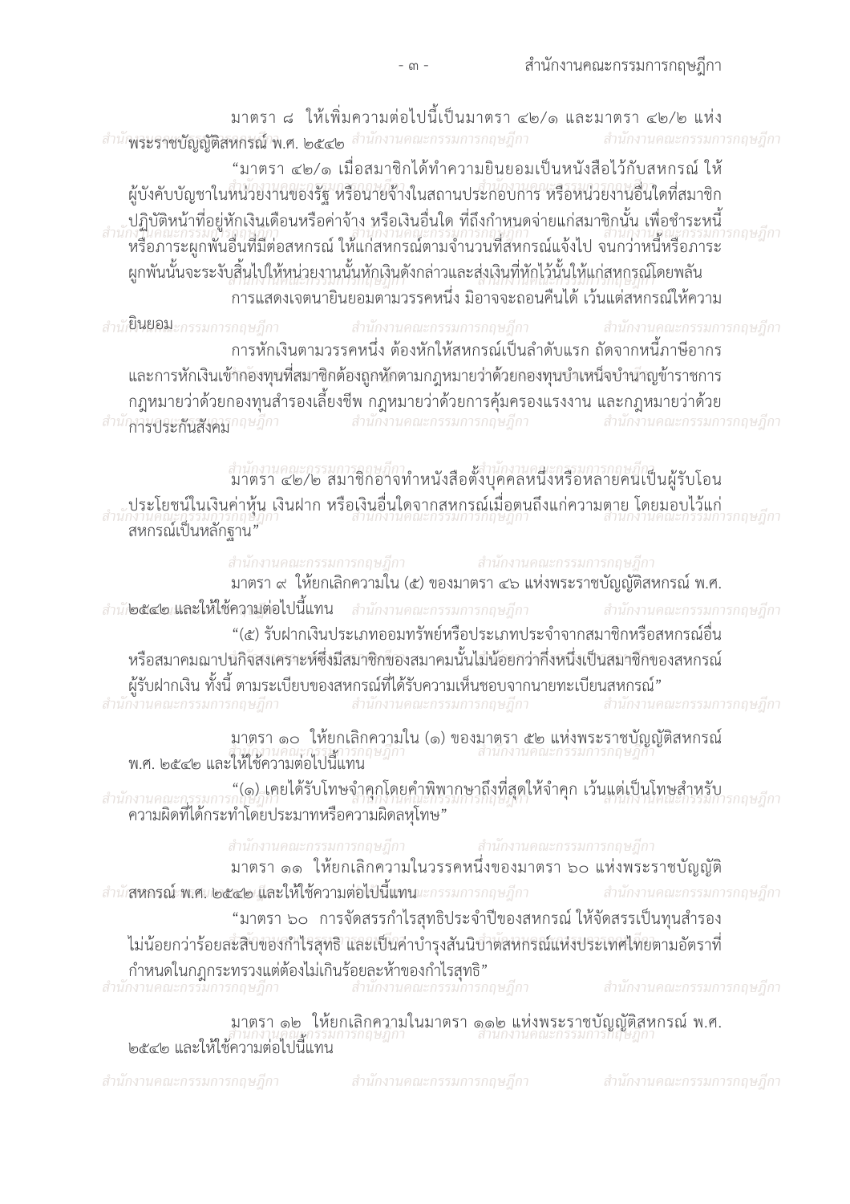มาตรา ๘ ให้เพิ่มความต่อไปนี้เป็นมาตรา ๔๒/๑ และมาตรา ๔๒/๒ แห่งพระราชบัญญัติสหกรณ์ พ.ศ. ๒๕๔๒

"มาตรา ๔๒/๑ เมื่อสมาชิกได้ทำความยินยอมเป็นหนังสือไว้กับสหกรณ์ ให้ผู้บังคับบัญชาในหน่วยงานของรัฐ หรือนายจ้างในสถานประกอบการ หรือหน่วยงานอื่นใดที่สมาชิกปฏิบัติหน้าที่อยู่หักเงินเดือนหรือค่าจ้าง หรือเงินอื่นใด ที่ถึงกำหนดจ่ายแก่สมาชิกนั้น เพื่อชำระหนี้หรือภาระผูกพันอื่นที่มีต่อสหกรณ์ ให้แก่สหกรณ์ตามจำนวนที่สหกรณ์แจ้งไป จนกว่าหนี้หรือภาระผูกพันนั้นจะระงับสิ้นไปให้หน่วยงานนั้นหักเงินดังกล่าวและส่งเงินที่หักไว้นั้นให้แก่สหกรณ์โดยพลัน

การแสดงเจตนายินยอมตามวรรคหนึ่ง มิอาจจะถอนคืนได้ เว้นแต่สหกรณ์ให้ความยินยอม

การหักเงินตามวรรคหนึ่ง ต้องหักให้สหกรณ์เป็นลำดับแรก ถัดจากหนี้ภาษีอากรและการหักเงินเข้ากองทุนที่สมาชิกต้องถูกหักตามกฎหมายว่าด้วยกองทุนบำเหน็จบำนาญข้าราชการ กฎหมายว่าด้วยกองทุนสำรองเลี้ยงชีพ กฎหมายว่าด้วยการคุ้มครองแรงงาน และกฎหมายว่าด้วยการประกันสังคม

มาตรา ๔๒/๒ สมาชิกอาจทำหนังสือตั้งบุคคลหนึ่งหรือหลายคนเป็นผู้รับโอนประโยชน์ในเงินค่าหุ้น เงินฝาก หรือเงินอื่นใดจากสหกรณ์เมื่อตนถึงแก่ความตาย โดยมอบไว้แก่สหกรณ์เป็นหลักฐาน"

มาตรา ๙ ให้ยกเลิกความใน (๕) ของมาตรา ๔๖ แห่งพระราชบัญญัติสหกรณ์ พ.ศ. ๒๕๔๒ และให้ใช้ความต่อไปนี้แทน

"(๕) รับฝากเงินประเภทออมทรัพย์หรือประเภทประจำจากสมาชิกหรือสหกรณ์อื่นหรือสมาคมฌาปนกิจสงเคราะห์ซึ่งมีสมาชิกของสมาคมนั้นไม่น้อยกว่ากึ่งหนึ่งเป็นสมาชิกของสหกรณ์ผู้รับฝากเงิน ทั้งนี้ ตามระเบียบของสหกรณ์ที่ได้รับความเห็นชอบจากนายทะเบียนสหกรณ์"

มาตรา ๑๐ ให้ยกเลิกความใน (๑) ของมาตรา ๕๒ แห่งพระราชบัญญัติสหกรณ์ พ.ศ. ๒๕๔๒ และให้ใช้ความต่อไปนี้แทน

"(๑) เคยได้รับโทษจำคุกโดยคำพิพากษาถึงที่สุดให้จำคุก เว้นแต่เป็นโทษสำหรับความผิดที่ได้กระทำโดยประมาทหรือความผิดลหุโทษ"

มาตรา ๑๑ ให้ยกเลิกความในวรรคหนึ่งของมาตรา ๖๐ แห่งพระราชบัญญัติสหกรณ์ พ.ศ. ๒๕๔๒ และให้ใช้ความต่อไปนี้แทน

"มาตรา ๖๐ การจัดสรรกำไรสุทธิประจำปีของสหกรณ์ ให้จัดสรรเป็นทุนสำรองไม่น้อยกว่าร้อยละสิบของกำไรสุทธิ และเป็นค่าบำรุงสันนิบาตสหกรณ์แห่งประเทศไทยตามอัตราที่กำหนดในกฎกระทรวงแต่ต้องไม่เกินร้อยละห้าของกำไรสุทธิ"

มาตรา ๑๒ ให้ยกเลิกความในมาตรา ๑๑๒ แห่งพระราชบัญญัติสหกรณ์ พ.ศ. ๒๕๔๒ และให้ใช้ความต่อไปนี้แทน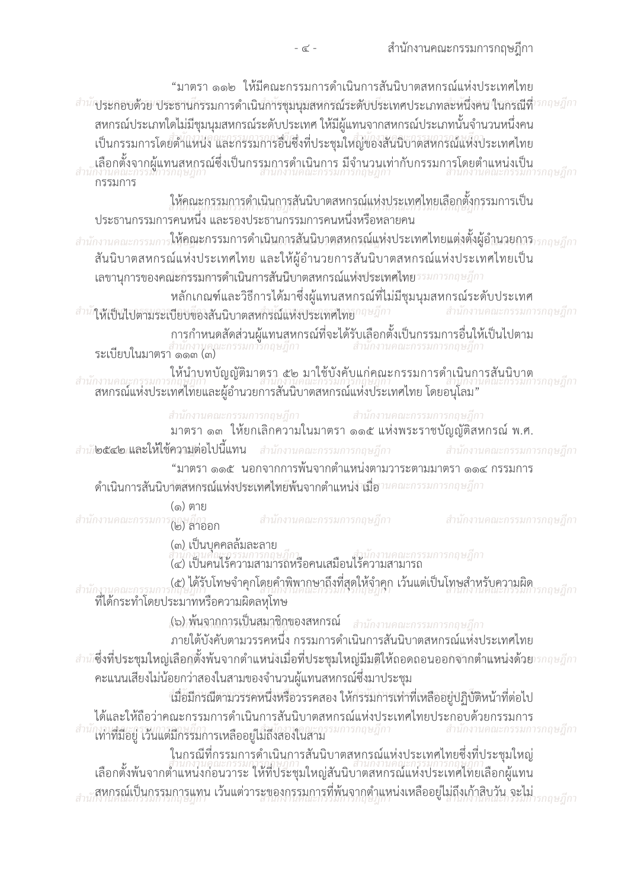"มาตรา ๑๑๒ ให้มีคณะกรรมการดำเนินการสันนิบาตสหกรณ์แห่งประเทศไทย ประกอบด้วย ประธานกรรมการดำเนินการชุมนุมสหกรณ์ระดับประเทศประเภทละหนึ่งคน ในกรณีที่สหกรณ์ประเภทใดไม่มีชุมนุมสหกรณ์ระดับประเทศ ให้มีผู้แทนจากสหกรณ์ประเภทนั้นจำนวนหนึ่งคน เป็นกรรมการโดยตำแหน่ง และกรรมการอื่นซึ่งที่ประชุมใหญ่ของสันนิบาตสหกรณ์แห่งประเทศไทยเลือกตั้งจากผู้แทนสหกรณ์ซึ่งเป็นกรรมการดำเนินการ มีจำนวนเท่ากับกรรมการโดยตำแหน่งเป็นกรรมการ

ให้คณะกรรมการดำเนินการสันนิบาตสหกรณ์แห่งประเทศไทยเลือกตั้งกรรมการเป็นประธานกรรมการคนหนึ่ง และรองประธานกรรมการคนหนึ่งหรือหลายคน

ให้คณะกรรมการดำเนินการสันนิบาตสหกรณ์แห่งประเทศไทยแต่งตั้งผู้อำนวยการสันนิบาตสหกรณ์แห่งประเทศไทย และให้ผู้อำนวยการสันนิบาตสหกรณ์แห่งประเทศไทยเป็นเลขานุการของคณะกรรมการดำเนินการสันนิบาตสหกรณ์แห่งประเทศไทย

หลักเกณฑ์และวิธีการได้มาซึ่งผู้แทนสหกรณ์ที่ไม่มีชุมนุมสหกรณ์ระดับประเทศให้เป็นไปตามระเบียบของสันนิบาตสหกรณ์แห่งประเทศไทย

การกำหนดสัดส่วนผู้แทนสหกรณ์ที่จะได้รับเลือกตั้งเป็นกรรมการอื่นให้เป็นไปตามระเบียบในมาตรา ๑๑๓ (๓)

ให้นำบทบัญญัติมาตรา ๕๒ มาใช้บังคับแก่คณะกรรมการดำเนินการสันนิบาตสหกรณ์แห่งประเทศไทยและผู้อำนวยการสันนิบาตสหกรณ์แห่งประเทศไทย โดยอนุโลม"

มาตรา ๑๓ ให้ยกเลิกความในมาตรา ๑๑๕ แห่งพระราชบัญญัติสหกรณ์ พ.ศ. ๒๕๔๒ และให้ใช้ความต่อไปนี้แทน

"มาตรา ๑๑๕ นอกจากการพ้นจากตำแหน่งตามวาระตามมาตรา ๑๑๔ กรรมการดำเนินการสันนิบาตสหกรณ์แห่งประเทศไทยพ้นจากตำแหน่ง เมื่อ

(๑) ตาย

(๒) ลาออก

(๓) เป็นบุคคลล้มละลาย

(๔) เป็นคนไร้ความสามารถหรือคนเสมือนไร้ความสามารถ

(๕) ได้รับโทษจำคุกโดยคำพิพากษาถึงที่สุดให้จำคุก เว้นแต่เป็นโทษสำหรับความผิดที่ได้กระทำโดยประมาทหรือความผิดลหุโทษ

(๖) พ้นจากการเป็นสมาชิกของสหกรณ์

ภายใต้บังคับตามวรรคหนึ่ง กรรมการดำเนินการสันนิบาตสหกรณ์แห่งประเทศไทยซึ่งที่ประชุมใหญ่เลือกตั้งพ้นจากตำแหน่งเมื่อที่ประชุมใหญ่มีมติให้ถอดถอนออกจากตำแหน่งด้วยคะแนนเสียงไม่น้อยกว่าสองในสามของจำนวนผู้แทนสหกรณ์ซึ่งมาประชุม

เมื่อมีกรณีตามวรรคหนึ่งหรือวรรคสอง ให้กรรมการเท่าที่เหลืออยู่ปฏิบัติหน้าที่ต่อไปได้และให้ถือว่าคณะกรรมการดำเนินการสันนิบาตสหกรณ์แห่งประเทศไทยประกอบด้วยกรรมการเท่าที่มีอยู่ เว้นแต่มีกรรมการเหลืออยู่ไม่ถึงสองในสาม

ในกรณีที่กรรมการดำเนินการสันนิบาตสหกรณ์แห่งประเทศไทยซึ่งที่ประชุมใหญ่เลือกตั้งพ้นจากตำแหน่งก่อนวาระ ให้ที่ประชุมใหญ่สันนิบาตสหกรณ์แห่งประเทศไทยเลือกผู้แทนสหกรณ์เป็นกรรมการแทน เว้นแต่วาระของกรรมการที่พ้นจากตำแหน่งเหลืออยู่ไม่ถึงเก้าสิบวัน จะไม่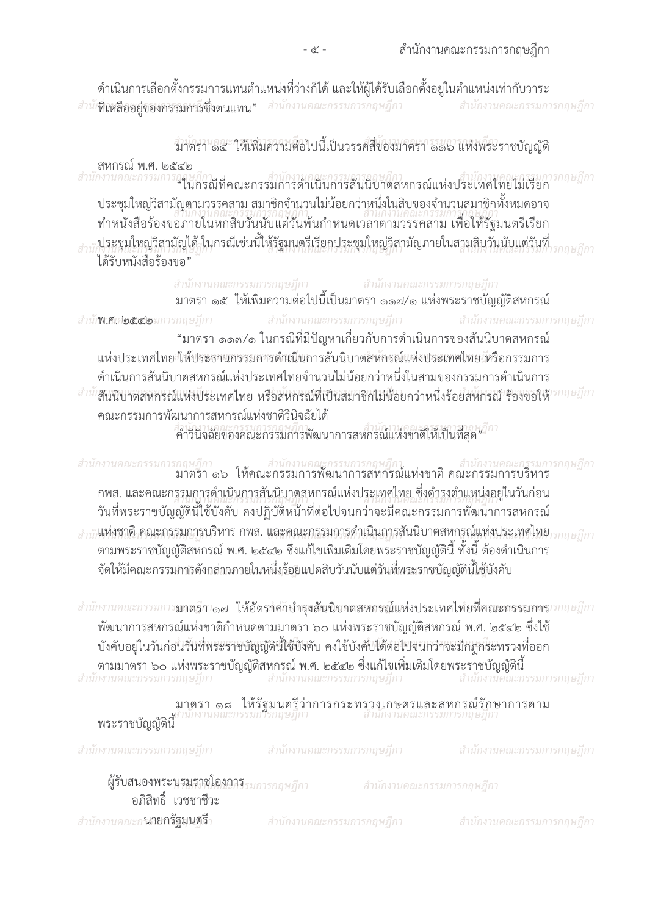ดำเนินการเลือกตั้งกรรมการแทนตำแหน่งที่ว่างก็ได้ และให้ผู้ได้รับเลือกตั้งอยู่ในตำแหน่งเท่ากับวาระที่เหลืออยู่ของกรรมการซึ่งตนแทน”

มาตรา ๑๔ ให้เพิ่มความต่อไปนี้เป็นวรรคสี่ของมาตรา ๑๑๖ แห่งพระราชบัญญัติสหกรณ์ พ.ศ. ๒๕๔๒

“ในกรณีที่คณะกรรมการดำเนินการสันนิบาตสหกรณ์แห่งประเทศไทยไม่เรียกประชุมใหญ่วิสามัญตามวรรคสาม สมาชิกจำนวนไม่น้อยกว่าหนึ่งในสิบของจำนวนสมาชิกทั้งหมดอาจทำหนังสือร้องขอภายในหกสิบวันนับแต่วันพ้นกำหนดเวลาตามวรรคสาม เพื่อให้รัฐมนตรีเรียกประชุมใหญ่วิสามัญได้ ในกรณีเช่นนี้ให้รัฐมนตรีเรียกประชุมใหญ่วิสามัญภายในสามสิบวันนับแต่วันที่ได้รับหนังสือร้องขอ”

มาตรา ๑๕ ให้เพิ่มความต่อไปนี้เป็นมาตรา ๑๑๗/๑ แห่งพระราชบัญญัติสหกรณ์ พ.ศ. ๒๕๔๒

“มาตรา ๑๑๗/๑ ในกรณีที่มีปัญหาเกี่ยวกับการดำเนินการของสันนิบาตสหกรณ์แห่งประเทศไทย ให้ประธานกรรมการดำเนินการสันนิบาตสหกรณ์แห่งประเทศไทย หรือกรรมการดำเนินการสันนิบาตสหกรณ์แห่งประเทศไทยจำนวนไม่น้อยกว่าหนึ่งในสามของกรรมการดำเนินการสันนิบาตสหกรณ์แห่งประเทศไทย หรือสหกรณ์ที่เป็นสมาชิกไม่น้อยกว่าหนึ่งร้อยสหกรณ์ ร้องขอให้คณะกรรมการพัฒนาการสหกรณ์แห่งชาติวินิจฉัยได้

คำวินิจฉัยของคณะกรรมการพัฒนาการสหกรณ์แห่งชาติให้เป็นที่สุด”

มาตรา ๑๖ ให้คณะกรรมการพัฒนาการสหกรณ์แห่งชาติ คณะกรรมการบริหาร กพส. และคณะกรรมการดำเนินการสันนิบาตสหกรณ์แห่งประเทศไทย ซึ่งดำรงตำแหน่งอยู่ในวันก่อนวันที่พระราชบัญญัตินี้ใช้บังคับ คงปฏิบัติหน้าที่ต่อไปจนกว่าจะมีคณะกรรมการพัฒนาการสหกรณ์แห่งชาติ คณะกรรมการบริหาร กพส. และคณะกรรมการดำเนินการสันนิบาตสหกรณ์แห่งประเทศไทยตามพระราชบัญญัติสหกรณ์ พ.ศ. ๒๕๔๒ ซึ่งแก้ไขเพิ่มเติมโดยพระราชบัญญัตินี้ ทั้งนี้ ต้องดำเนินการจัดให้มีคณะกรรมการดังกล่าวภายในหนึ่งร้อยแปดสิบวันนับแต่วันที่พระราชบัญญัตินี้ใช้บังคับ

มาตรา ๑๗ ให้อัตราค่าบำรุงสันนิบาตสหกรณ์แห่งประเทศไทยที่คณะกรรมการพัฒนาการสหกรณ์แห่งชาติกำหนดตามมาตรา ๖๐ แห่งพระราชบัญญัติสหกรณ์ พ.ศ. ๒๕๔๒ ซึ่งใช้บังคับอยู่ในวันก่อนวันที่พระราชบัญญัตินี้ใช้บังคับ คงใช้บังคับได้ต่อไปจนกว่าจะมีกฎกระทรวงที่ออกตามมาตรา ๖๐ แห่งพระราชบัญญัติสหกรณ์ พ.ศ. ๒๕๔๒ ซึ่งแก้ไขเพิ่มเติมโดยพระราชบัญญัตินี้

มาตรา ๑๘ ให้รัฐมนตรีว่าการกระทรวงเกษตรและสหกรณ์รักษาการตามพระราชบัญญัตินี้

ผู้รับสนองพระบรมราชโองการ
อภิสิทธิ์ เวชชาชีวะ
นายกรัฐมนตรี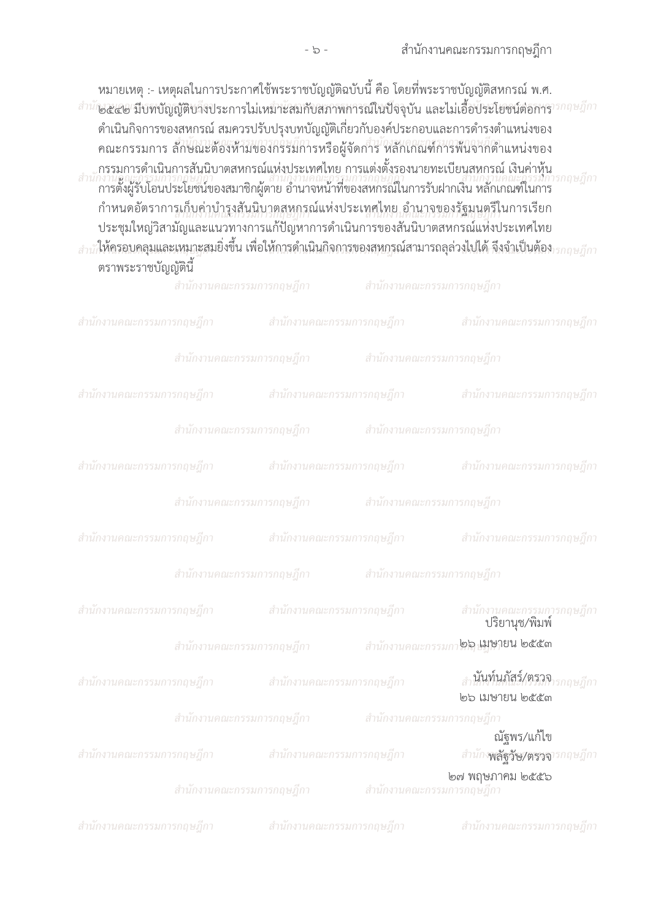หมายเหตุ :- เหตุผลในการประกาศใช้พระราชบัญญัติฉบับนี้ คือ โดยที่พระราชบัญญัติสหกรณ์ พ.ศ. ๒๕๔๒ มีบทบัญญัติบางประการไม่เหมาะสมกับสภาพการณ์ในปัจจุบัน และไม่เอื้อประโยชน์ต่อการดำเนินกิจการของสหกรณ์ สมควรปรับปรุงบทบัญญัติเกี่ยวกับองค์ประกอบและการดำรงตำแหน่งของคณะกรรมการ ลักษณะต้องห้ามของกรรมการหรือผู้จัดการ หลักเกณฑ์การพ้นจากตำแหน่งของกรรมการดำเนินการสันนิบาตสหกรณ์แห่งประเทศไทย การแต่งตั้งรองนายทะเบียนสหกรณ์ เงินค่าหุ้น การตั้งผู้รับโอนประโยชน์ของสมาชิกผู้ตาย อำนาจหน้าที่ของสหกรณ์ในการรับฝากเงิน หลักเกณฑ์ในการกำหนดอัตราการเก็บค่าบำรุงสันนิบาตสหกรณ์แห่งประเทศไทย อำนาจของรัฐมนตรีในการเรียกประชุมใหญ่วิสามัญและแนวทางการแก้ปัญหาการดำเนินการของสันนิบาตสหกรณ์แห่งประเทศไทยให้ครอบคลุมและเหมาะสมยิ่งขึ้น เพื่อให้การดำเนินกิจการของสหกรณ์สามารถลุล่วงไปได้ จึงจำเป็นต้องตราพระราชบัญญัตินี้

ปริยานุช/พิมพ์
๒๖ เมษายน ๒๕๕๓

นันท์นภัสร์/ตรวจ
๒๖ เมษายน ๒๕๕๓

ณัฐพร/แก้ไข
พลัฐวัษ/ตรวจ
๒๗ พฤษภาคม ๒๕๕๖